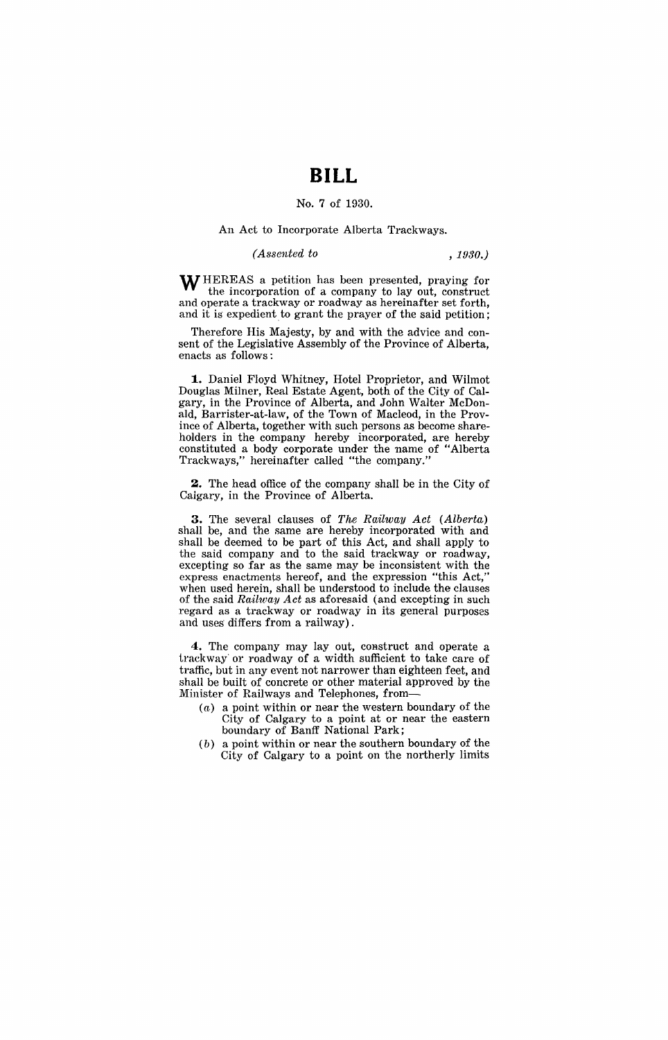# BILL

No. 7 of 1930.

An Act to Incorporate Alberta Trackways.

*(Assented to , 1930.)*

WHEREAS a petition has been presented, praying for the incorporation of a company to lay out, construct and operate a trackway or roadway as hereinafter set forth, and it is expedient to grant the prayer of the said petition;

Therefore His Majesty, by and with the advice and consent of the Legislative Assembly of the Province of Alberta, enacts as follows:

**1.** Daniel Floyd Whitney, Hotel Proprietor, and Wilmot Douglas Milner, Real Estate Agent, both of the City of Calgary, in the Province of Alberta, and John Walter McDonald, Barrister-at-law, of the Town of Macleod, in the Province of Alberta, together with such persons as become shareholders in the company hereby incorporated, are hereby constituted a body corporate under the name of "Alberta Trackways," hereinafter called "the company."

**2.** The head office of the company shall be in the City of Calgary, in the Province of Alberta.

**3.** The several clauses of *The Railway Act (Alberta)* shall be, and the same are hereby incorporated with and shall be deemed to be part of this Act, and shall apply to the said company and to the said trackway or roadway, excepting so far as the same may be inconsistent with the express enactments hereof, and the expression "this Act," when used herein, shall be understood to include the clauses of the said *Railway Act* as aforesaid (and excepting in such regard as a trackway or roadway in its general purposes and uses differs from a railway).

**4.** The company may lay out, construct and operate a trackway or roadway of a width sufficient to take care of traffic, but in any event not narrower than eighteen feet, and shall be built of concrete or other material approved by the Minister of Railways and Telephones, from—

(*a*) a point within or near the western boundary of the City of Calgary to a point at or near the eastern boundary of Banff National Park;

(*b*) a point within or near the southern boundary of the City of Calgary to a point on the northerly limits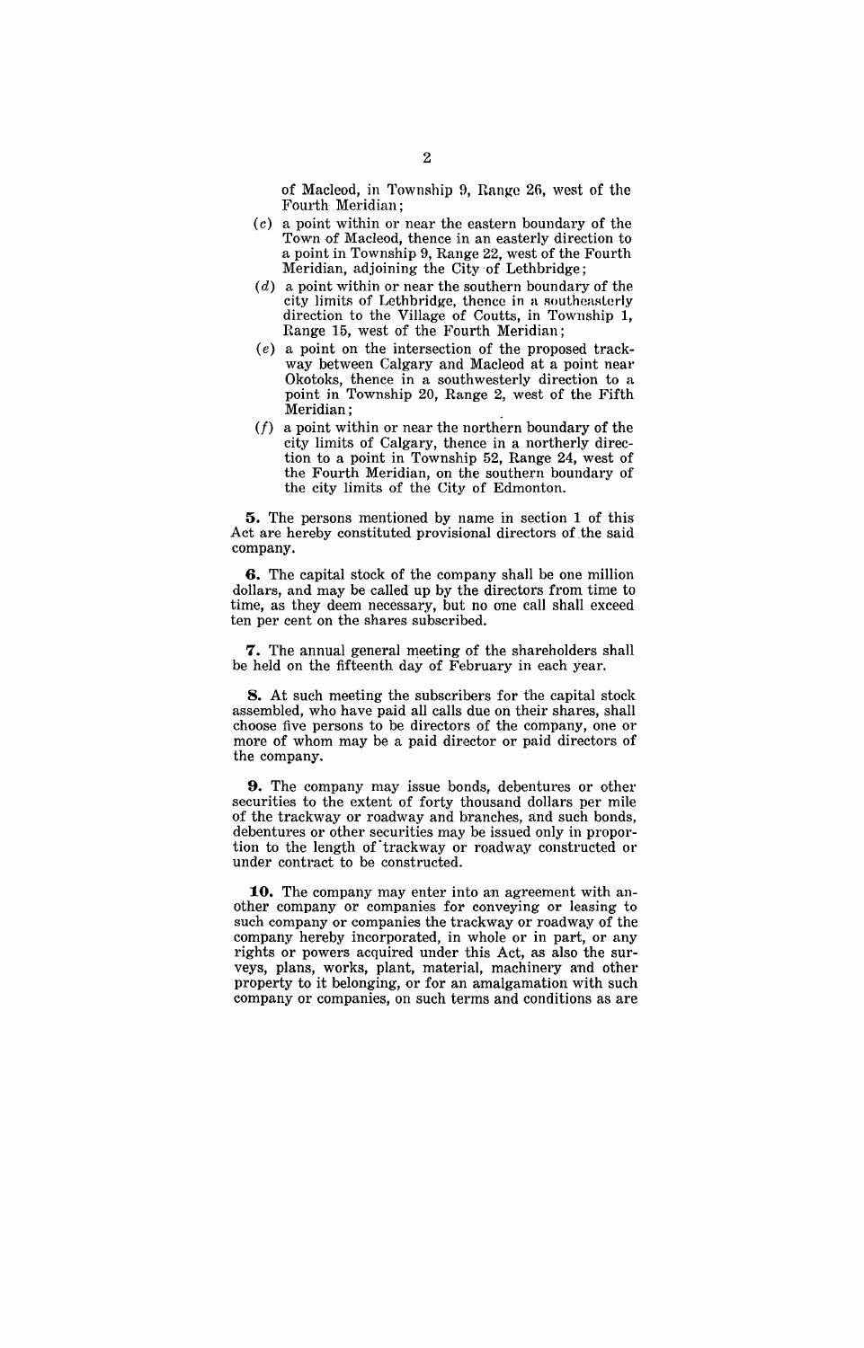of Macleod, in Township 9, Range 26, west of the Fourth Meridian;

(*c*) a point within or near the eastern boundary of the Town of Macleod, thence in an easterly direction to a point in Township 9, Range 22, west of the Fourth Meridian, adjoining the City of Lethbridge;

(*d*) a point within or near the southern boundary of the city limits of Lethbridge, thence in a southeasterly direction to the Village of Coutts, in Township 1, Range 15, west of the Fourth Meridian;

(*e*) a point on the intersection of the proposed trackway between Calgary and Macleod at a point near Okotoks, thence in a southwesterly direction to a point in Township 20, Range 2, west of the Fifth Meridian;

(*f*) a point within or near the northern boundary of the city limits of Calgary, thence in a northerly direction to a point in Township 52, Range 24, west of the Fourth Meridian, on the southern boundary of the city limits of the City of Edmonton.

**5.** The persons mentioned by name in section 1 of this Act are hereby constituted provisional directors of the said company.

**6.** The capital stock of the company shall be one million dollars, and may be called up by the directors from time to time, as they deem necessary, but no one call shall exceed ten per cent on the shares subscribed.

**7.** The annual general meeting of the shareholders shall be held on the fifteenth day of February in each year.

**8.** At such meeting the subscribers for the capital stock assembled, who have paid all calls due on their shares, shall choose five persons to be directors of the company, one or more of whom may be a paid director or paid directors of the company.

**9.** The company may issue bonds, debentures or other securities to the extent of forty thousand dollars per mile of the trackway or roadway and branches, and such bonds, debentures or other securities may be issued only in proportion to the length of trackway or roadway constructed or under contract to be constructed.

**10.** The company may enter into an agreement with another company or companies for conveying or leasing to such company or companies the trackway or roadway of the company hereby incorporated, in whole or in part, or any rights or powers acquired under this Act, as also the surveys, plans, works, plant, material, machinery and other property to it belonging, or for an amalgamation with such company or companies, on such terms and conditions as are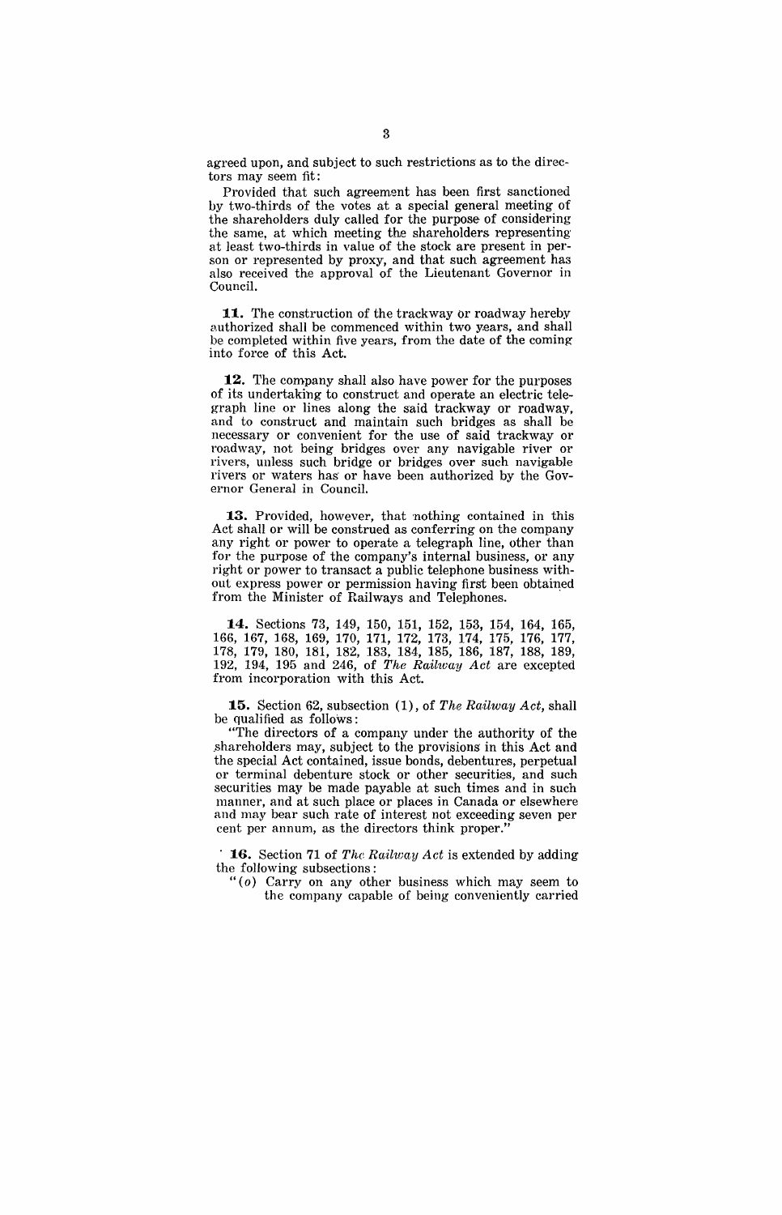agreed upon, and subject to such restrictions as to the directors may seem fit:

Provided that such agreement has been first sanctioned by two-thirds of the votes at a special general meeting of the shareholders duly called for the purpose of considering the same, at which meeting the shareholders representing at least two-thirds in value of the stock are present in person or represented by proxy, and that such agreement has also received the approval of the Lieutenant Governor in Council.

**11.** The construction of the trackway or roadway hereby authorized shall be commenced within two years, and shall be completed within five years, from the date of the coming into force of this Act.

**12.** The company shall also have power for the purposes of its undertaking to construct and operate an electric telegraph line or lines along the said trackway or roadway, and to construct and maintain such bridges as shall be necessary or convenient for the use of said trackway or roadway, not being bridges over any navigable river or rivers, unless such bridge or bridges over such navigable rivers or waters has or have been authorized by the Governor General in Council.

**13.** Provided, however, that nothing contained in this Act shall or will be construed as conferring on the company any right or power to operate a telegraph line, other than for the purpose of the company's internal business, or any right or power to transact a public telephone business without express power or permission having first been obtained from the Minister of Railways and Telephones.

**14.** Sections 73, 149, 150, 151, 152, 153, 154, 164, 165, 166, 167, 168, 169, 170, 171, 172, 173, 174, 175, 176, 177, 178, 179, 180, 181, 182, 183, 184, 185, 186, 187, 188, 189, 192, 194, 195 and 246, of *The Railway Act* are excepted from incorporation with this Act.

**15.** Section 62, subsection (1), of *The Railway Act*, shall be qualified as follows:

"The directors of a company under the authority of the shareholders may, subject to the provisions in this Act and the special Act contained, issue bonds, debentures, perpetual or terminal debenture stock or other securities, and such securities may be made payable at such times and in such manner, and at such place or places in Canada or elsewhere and may bear such rate of interest not exceeding seven per cent per annum, as the directors think proper."

**16.** Section 71 of *The Railway Act* is extended by adding the following subsections:

"(*o*) Carry on any other business which may seem to the company capable of being conveniently carried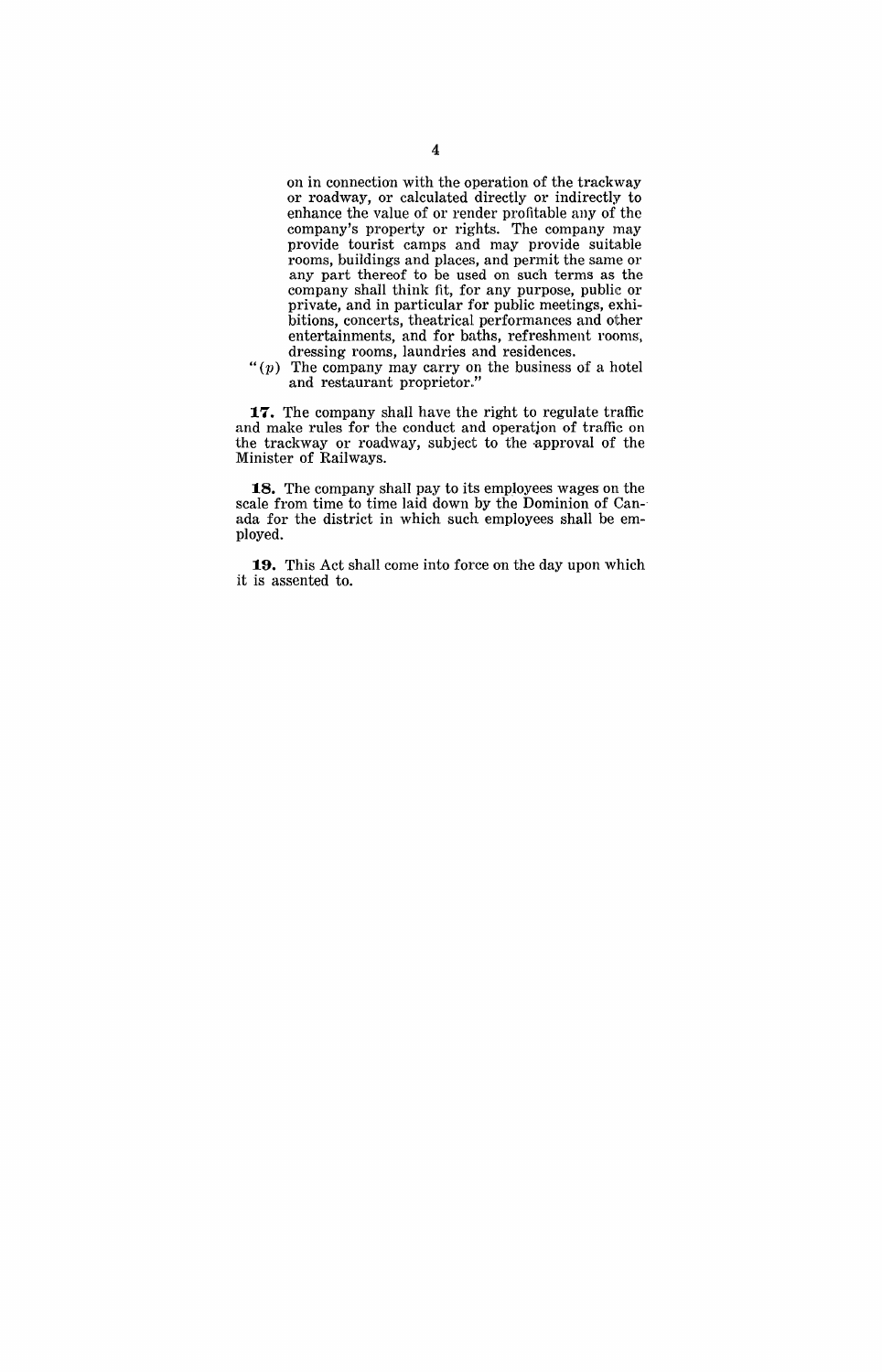on in connection with the operation of the trackway or roadway, or calculated directly or indirectly to enhance the value of or render profitable any of the company's property or rights. The company may provide tourist camps and may provide suitable rooms, buildings and places, and permit the same or any part thereof to be used on such terms as the company shall think fit, for any purpose, public or private, and in particular for public meetings, exhibitions, concerts, theatrical performances and other entertainments, and for baths, refreshment rooms, dressing rooms, laundries and residences.

"(*p*) The company may carry on the business of a hotel and restaurant proprietor."

**17.** The company shall have the right to regulate traffic and make rules for the conduct and operation of traffic on the trackway or roadway, subject to the approval of the Minister of Railways.

**18.** The company shall pay to its employees wages on the scale from time to time laid down by the Dominion of Canada for the district in which such employees shall be employed.

**19.** This Act shall come into force on the day upon which it is assented to.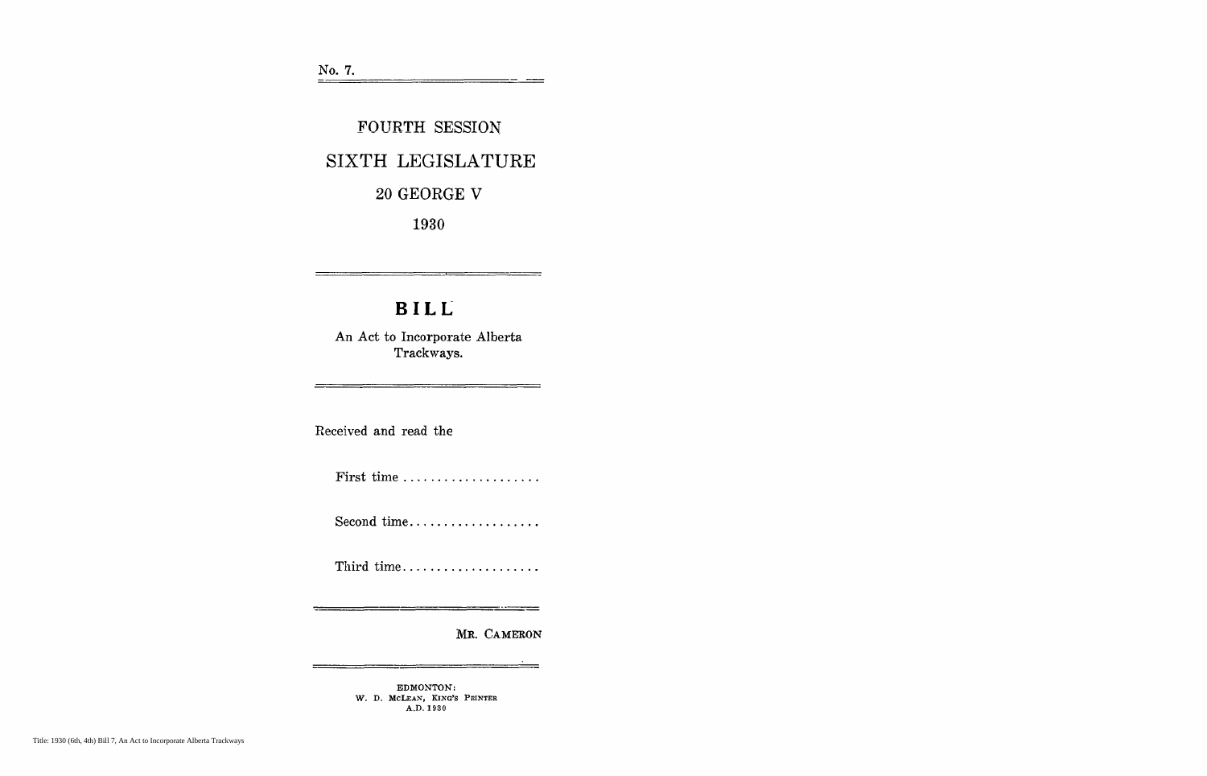No. 7.

# FOURTH SESSION

# SIXTH LEGISLATURE

## 20 GEORGE V

## 1930

# BILL

An Act to Incorporate Alberta Trackways.

Received and read the

First time ....................

Second time...................

Third time....................

MR. CAMERON

EDMONTON:
W. D. McLEAN, KING'S PRINTER
A.D. 1930